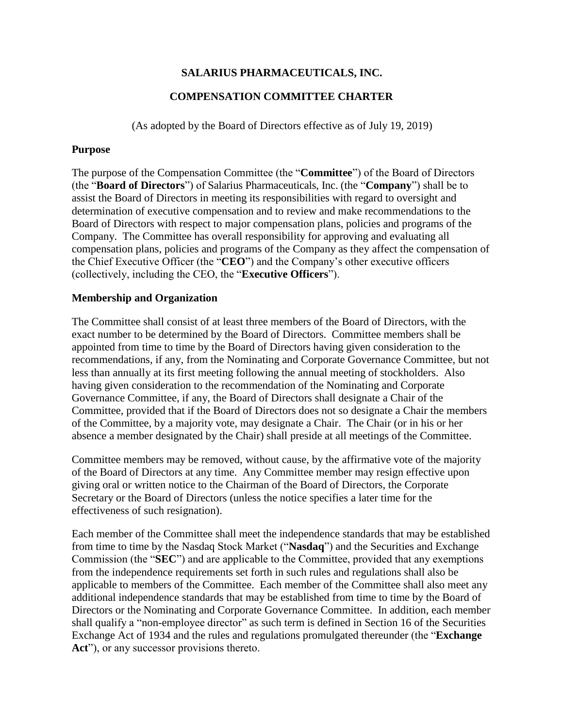# SALARIUS PHARMACEUTICALS, INC.

## COMPENSATION COMMITTEE CHARTER

(As adopted by the Board of Directors effective as of July 19, 2019)

### Purpose

The purpose of the Compensation Committee (the "**Committee**") of the Board of Directors (the "**Board of Directors**") of Salarius Pharmaceuticals, Inc. (the "**Company**") shall be to assist the Board of Directors in meeting its responsibilities with regard to oversight and determination of executive compensation and to review and make recommendations to the Board of Directors with respect to major compensation plans, policies and programs of the Company. The Committee has overall responsibility for approving and evaluating all compensation plans, policies and programs of the Company as they affect the compensation of the Chief Executive Officer (the "**CEO**") and the Company's other executive officers (collectively, including the CEO, the "**Executive Officers**").

### Membership and Organization

The Committee shall consist of at least three members of the Board of Directors, with the exact number to be determined by the Board of Directors. Committee members shall be appointed from time to time by the Board of Directors having given consideration to the recommendations, if any, from the Nominating and Corporate Governance Committee, but not less than annually at its first meeting following the annual meeting of stockholders. Also having given consideration to the recommendation of the Nominating and Corporate Governance Committee, if any, the Board of Directors shall designate a Chair of the Committee, provided that if the Board of Directors does not so designate a Chair the members of the Committee, by a majority vote, may designate a Chair. The Chair (or in his or her absence a member designated by the Chair) shall preside at all meetings of the Committee.

Committee members may be removed, without cause, by the affirmative vote of the majority of the Board of Directors at any time. Any Committee member may resign effective upon giving oral or written notice to the Chairman of the Board of Directors, the Corporate Secretary or the Board of Directors (unless the notice specifies a later time for the effectiveness of such resignation).

Each member of the Committee shall meet the independence standards that may be established from time to time by the Nasdaq Stock Market ("**Nasdaq**") and the Securities and Exchange Commission (the "**SEC**") and are applicable to the Committee, provided that any exemptions from the independence requirements set forth in such rules and regulations shall also be applicable to members of the Committee. Each member of the Committee shall also meet any additional independence standards that may be established from time to time by the Board of Directors or the Nominating and Corporate Governance Committee. In addition, each member shall qualify a "non-employee director" as such term is defined in Section 16 of the Securities Exchange Act of 1934 and the rules and regulations promulgated thereunder (the "**Exchange Act**"), or any successor provisions thereto.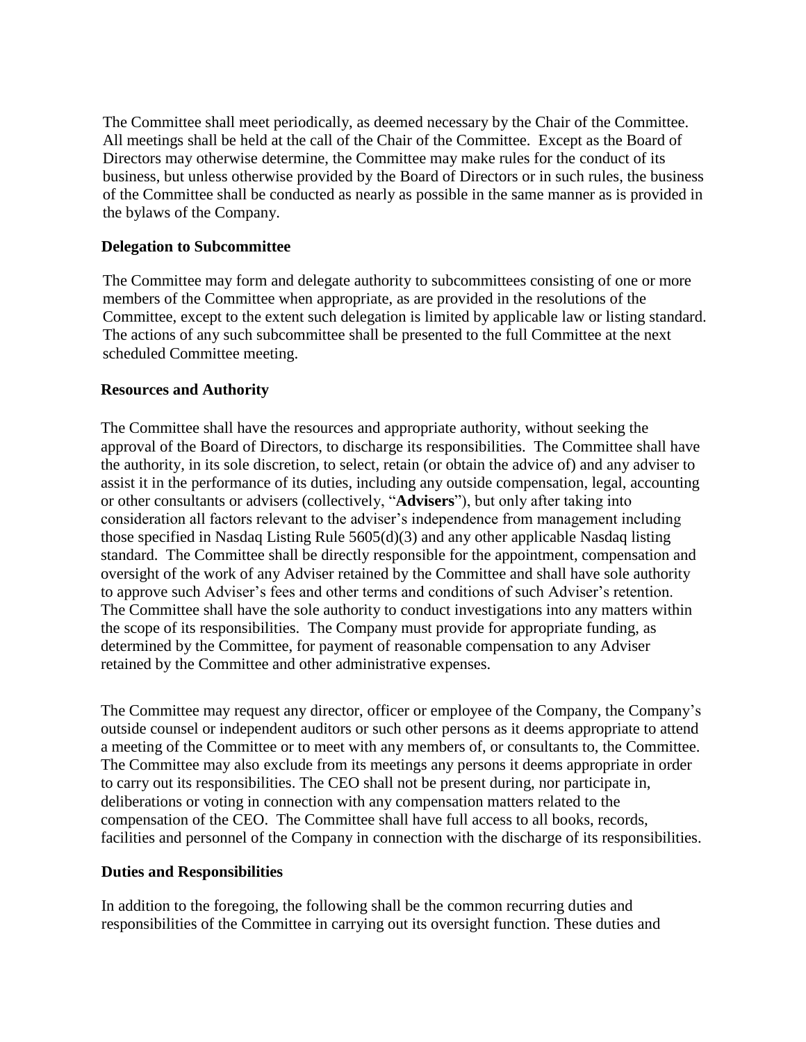The Committee shall meet periodically, as deemed necessary by the Chair of the Committee. All meetings shall be held at the call of the Chair of the Committee. Except as the Board of Directors may otherwise determine, the Committee may make rules for the conduct of its business, but unless otherwise provided by the Board of Directors or in such rules, the business of the Committee shall be conducted as nearly as possible in the same manner as is provided in the bylaws of the Company.

**Delegation to Subcommittee**

The Committee may form and delegate authority to subcommittees consisting of one or more members of the Committee when appropriate, as are provided in the resolutions of the Committee, except to the extent such delegation is limited by applicable law or listing standard. The actions of any such subcommittee shall be presented to the full Committee at the next scheduled Committee meeting.

**Resources and Authority**

The Committee shall have the resources and appropriate authority, without seeking the approval of the Board of Directors, to discharge its responsibilities. The Committee shall have the authority, in its sole discretion, to select, retain (or obtain the advice of) and any adviser to assist it in the performance of its duties, including any outside compensation, legal, accounting or other consultants or advisers (collectively, "**Advisers**"), but only after taking into consideration all factors relevant to the adviser's independence from management including those specified in Nasdaq Listing Rule 5605(d)(3) and any other applicable Nasdaq listing standard. The Committee shall be directly responsible for the appointment, compensation and oversight of the work of any Adviser retained by the Committee and shall have sole authority to approve such Adviser's fees and other terms and conditions of such Adviser's retention. The Committee shall have the sole authority to conduct investigations into any matters within the scope of its responsibilities. The Company must provide for appropriate funding, as determined by the Committee, for payment of reasonable compensation to any Adviser retained by the Committee and other administrative expenses.

The Committee may request any director, officer or employee of the Company, the Company's outside counsel or independent auditors or such other persons as it deems appropriate to attend a meeting of the Committee or to meet with any members of, or consultants to, the Committee. The Committee may also exclude from its meetings any persons it deems appropriate in order to carry out its responsibilities. The CEO shall not be present during, nor participate in, deliberations or voting in connection with any compensation matters related to the compensation of the CEO. The Committee shall have full access to all books, records, facilities and personnel of the Company in connection with the discharge of its responsibilities.

**Duties and Responsibilities**

In addition to the foregoing, the following shall be the common recurring duties and responsibilities of the Committee in carrying out its oversight function. These duties and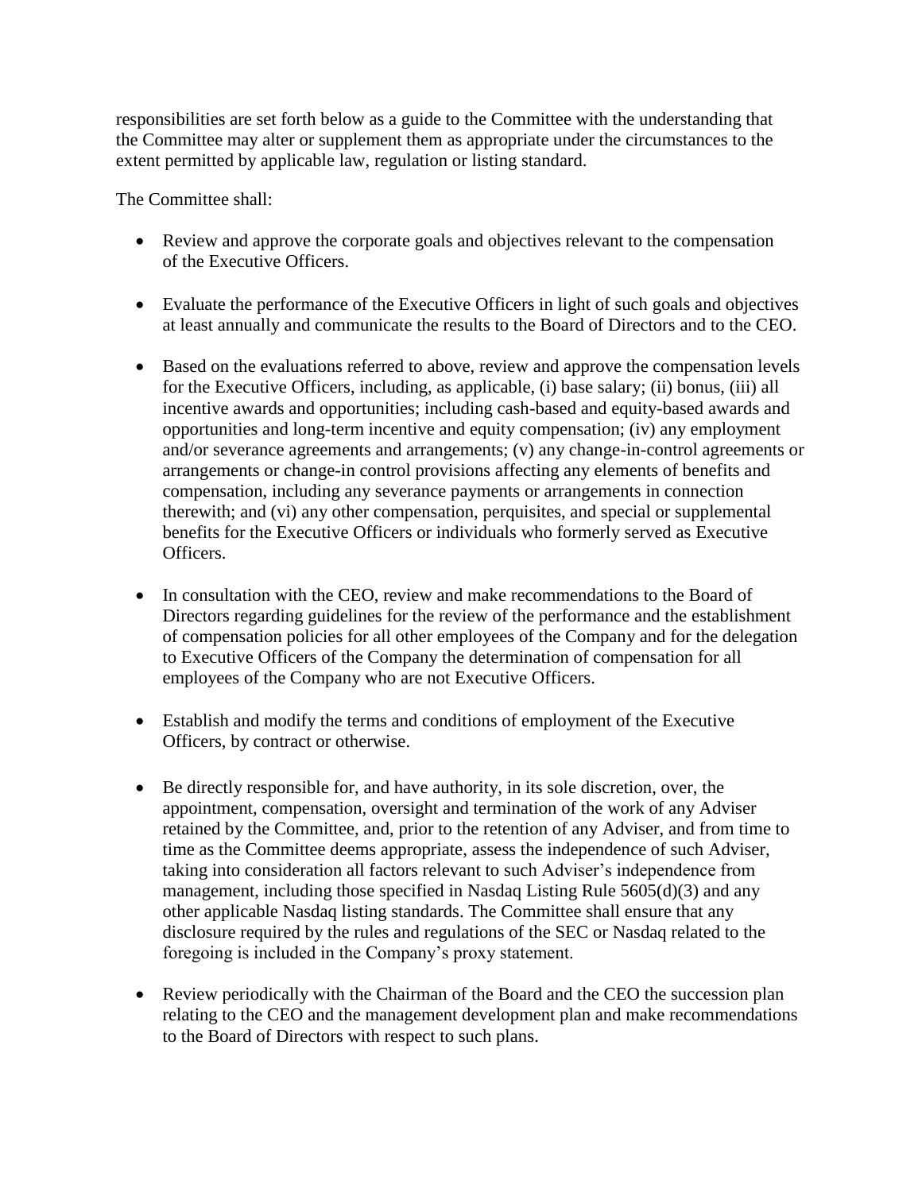responsibilities are set forth below as a guide to the Committee with the understanding that the Committee may alter or supplement them as appropriate under the circumstances to the extent permitted by applicable law, regulation or listing standard.

The Committee shall:

- Review and approve the corporate goals and objectives relevant to the compensation of the Executive Officers.

- Evaluate the performance of the Executive Officers in light of such goals and objectives at least annually and communicate the results to the Board of Directors and to the CEO.

- Based on the evaluations referred to above, review and approve the compensation levels for the Executive Officers, including, as applicable, (i) base salary; (ii) bonus, (iii) all incentive awards and opportunities; including cash-based and equity-based awards and opportunities and long-term incentive and equity compensation; (iv) any employment and/or severance agreements and arrangements; (v) any change-in-control agreements or arrangements or change-in control provisions affecting any elements of benefits and compensation, including any severance payments or arrangements in connection therewith; and (vi) any other compensation, perquisites, and special or supplemental benefits for the Executive Officers or individuals who formerly served as Executive Officers.

- In consultation with the CEO, review and make recommendations to the Board of Directors regarding guidelines for the review of the performance and the establishment of compensation policies for all other employees of the Company and for the delegation to Executive Officers of the Company the determination of compensation for all employees of the Company who are not Executive Officers.

- Establish and modify the terms and conditions of employment of the Executive Officers, by contract or otherwise.

- Be directly responsible for, and have authority, in its sole discretion, over, the appointment, compensation, oversight and termination of the work of any Adviser retained by the Committee, and, prior to the retention of any Adviser, and from time to time as the Committee deems appropriate, assess the independence of such Adviser, taking into consideration all factors relevant to such Adviser's independence from management, including those specified in Nasdaq Listing Rule 5605(d)(3) and any other applicable Nasdaq listing standards. The Committee shall ensure that any disclosure required by the rules and regulations of the SEC or Nasdaq related to the foregoing is included in the Company's proxy statement.

- Review periodically with the Chairman of the Board and the CEO the succession plan relating to the CEO and the management development plan and make recommendations to the Board of Directors with respect to such plans.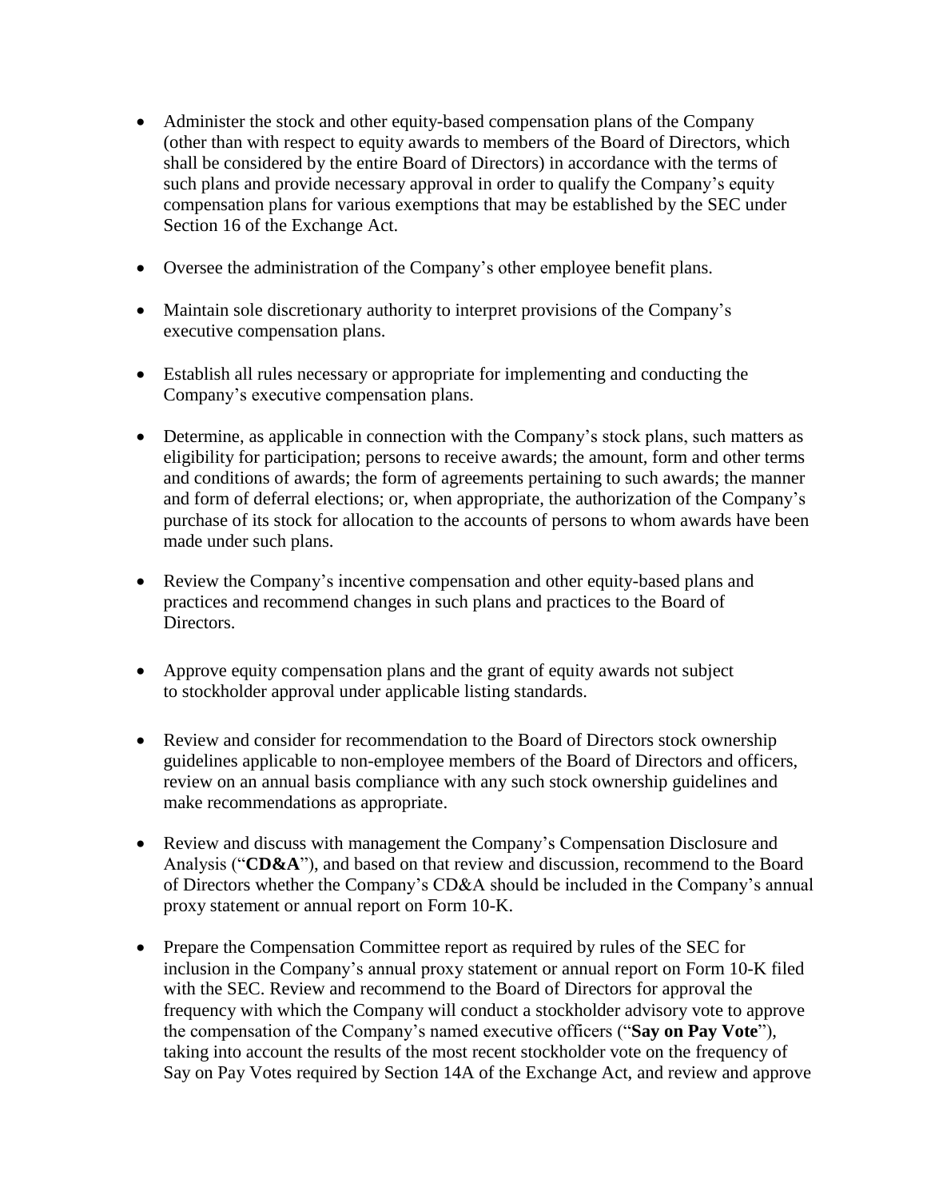- Administer the stock and other equity-based compensation plans of the Company (other than with respect to equity awards to members of the Board of Directors, which shall be considered by the entire Board of Directors) in accordance with the terms of such plans and provide necessary approval in order to qualify the Company's equity compensation plans for various exemptions that may be established by the SEC under Section 16 of the Exchange Act.

- Oversee the administration of the Company's other employee benefit plans.

- Maintain sole discretionary authority to interpret provisions of the Company's executive compensation plans.

- Establish all rules necessary or appropriate for implementing and conducting the Company's executive compensation plans.

- Determine, as applicable in connection with the Company's stock plans, such matters as eligibility for participation; persons to receive awards; the amount, form and other terms and conditions of awards; the form of agreements pertaining to such awards; the manner and form of deferral elections; or, when appropriate, the authorization of the Company's purchase of its stock for allocation to the accounts of persons to whom awards have been made under such plans.

- Review the Company's incentive compensation and other equity-based plans and practices and recommend changes in such plans and practices to the Board of Directors.

- Approve equity compensation plans and the grant of equity awards not subject to stockholder approval under applicable listing standards.

- Review and consider for recommendation to the Board of Directors stock ownership guidelines applicable to non-employee members of the Board of Directors and officers, review on an annual basis compliance with any such stock ownership guidelines and make recommendations as appropriate.

- Review and discuss with management the Company's Compensation Disclosure and Analysis ("**CD&A**"), and based on that review and discussion, recommend to the Board of Directors whether the Company's CD&A should be included in the Company's annual proxy statement or annual report on Form 10-K.

- Prepare the Compensation Committee report as required by rules of the SEC for inclusion in the Company's annual proxy statement or annual report on Form 10-K filed with the SEC. Review and recommend to the Board of Directors for approval the frequency with which the Company will conduct a stockholder advisory vote to approve the compensation of the Company's named executive officers ("**Say on Pay Vote**"), taking into account the results of the most recent stockholder vote on the frequency of Say on Pay Votes required by Section 14A of the Exchange Act, and review and approve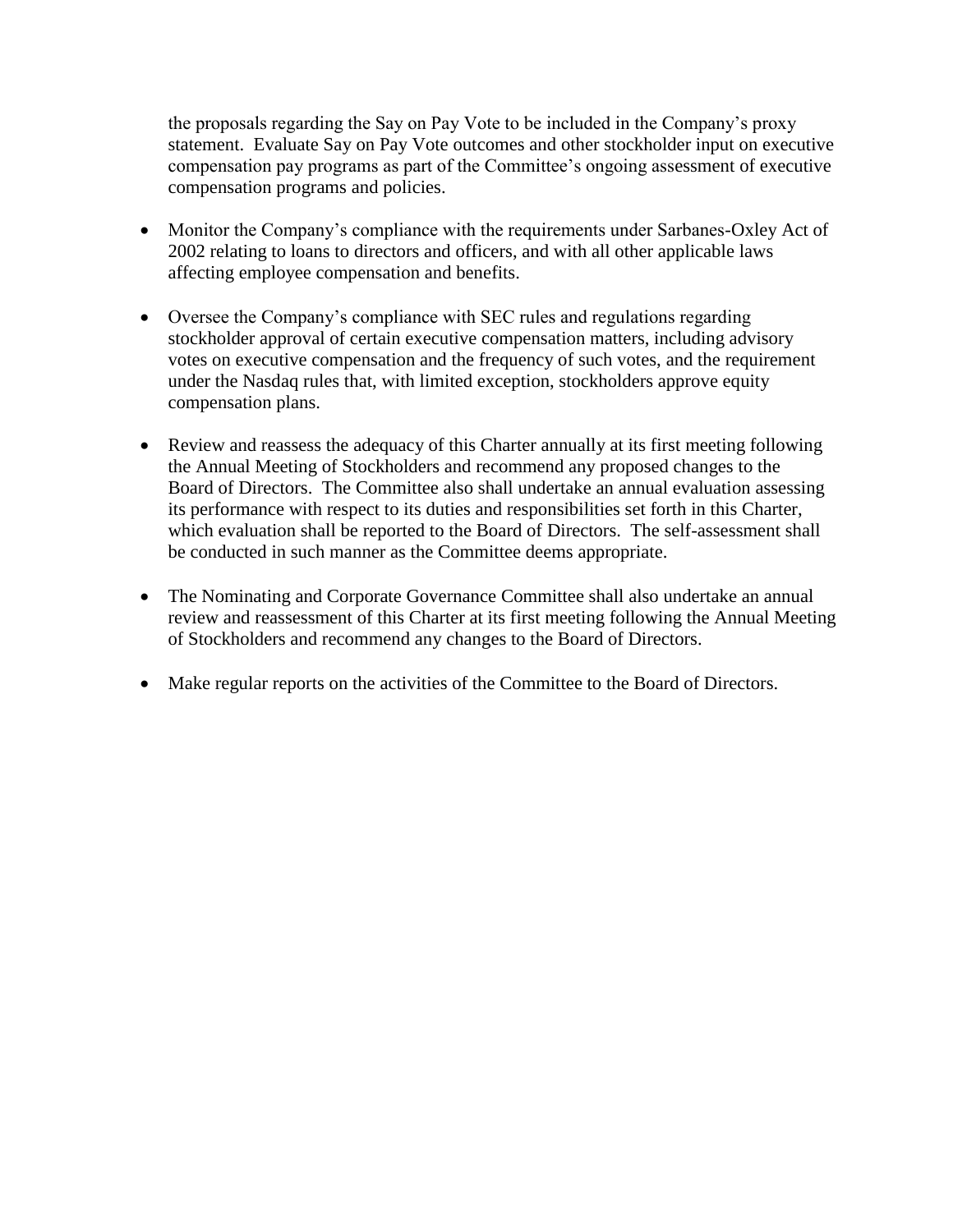the proposals regarding the Say on Pay Vote to be included in the Company's proxy statement. Evaluate Say on Pay Vote outcomes and other stockholder input on executive compensation pay programs as part of the Committee's ongoing assessment of executive compensation programs and policies.

- Monitor the Company's compliance with the requirements under Sarbanes-Oxley Act of 2002 relating to loans to directors and officers, and with all other applicable laws affecting employee compensation and benefits.

- Oversee the Company's compliance with SEC rules and regulations regarding stockholder approval of certain executive compensation matters, including advisory votes on executive compensation and the frequency of such votes, and the requirement under the Nasdaq rules that, with limited exception, stockholders approve equity compensation plans.

- Review and reassess the adequacy of this Charter annually at its first meeting following the Annual Meeting of Stockholders and recommend any proposed changes to the Board of Directors. The Committee also shall undertake an annual evaluation assessing its performance with respect to its duties and responsibilities set forth in this Charter, which evaluation shall be reported to the Board of Directors. The self-assessment shall be conducted in such manner as the Committee deems appropriate.

- The Nominating and Corporate Governance Committee shall also undertake an annual review and reassessment of this Charter at its first meeting following the Annual Meeting of Stockholders and recommend any changes to the Board of Directors.

- Make regular reports on the activities of the Committee to the Board of Directors.